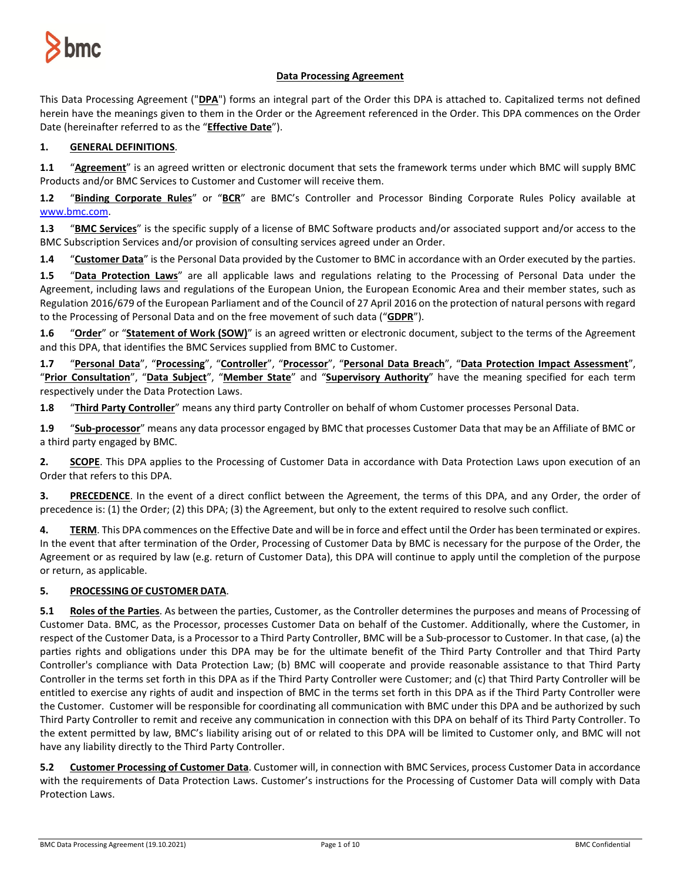# Data Processing Agreement

This Data Processing Agreement ("**DPA**") forms an integral part of the Order this DPA is attached to. Capitalized terms not defined herein have the meanings given to them in the Order or the Agreement referenced in the Order. This DPA commences on the Order Date (hereinafter referred to as the "**Effective Date**").

## 1. GENERAL DEFINITIONS.

**1.1** "**Agreement**" is an agreed written or electronic document that sets the framework terms under which BMC will supply BMC Products and/or BMC Services to Customer and Customer will receive them.

**1.2** "**Binding Corporate Rules**" or "**BCR**" are BMC's Controller and Processor Binding Corporate Rules Policy available at www.bmc.com.

**1.3** "**BMC Services**" is the specific supply of a license of BMC Software products and/or associated support and/or access to the BMC Subscription Services and/or provision of consulting services agreed under an Order.

**1.4** "**Customer Data**" is the Personal Data provided by the Customer to BMC in accordance with an Order executed by the parties.

**1.5** "**Data Protection Laws**" are all applicable laws and regulations relating to the Processing of Personal Data under the Agreement, including laws and regulations of the European Union, the European Economic Area and their member states, such as Regulation 2016/679 of the European Parliament and of the Council of 27 April 2016 on the protection of natural persons with regard to the Processing of Personal Data and on the free movement of such data ("**GDPR**").

**1.6** "**Order**" or "**Statement of Work (SOW)**" is an agreed written or electronic document, subject to the terms of the Agreement and this DPA, that identifies the BMC Services supplied from BMC to Customer.

**1.7** "**Personal Data**", "**Processing**", "**Controller**", "**Processor**", "**Personal Data Breach**", "**Data Protection Impact Assessment**", "**Prior Consultation**", "**Data Subject**", "**Member State**" and "**Supervisory Authority**" have the meaning specified for each term respectively under the Data Protection Laws.

**1.8** "**Third Party Controller**" means any third party Controller on behalf of whom Customer processes Personal Data.

**1.9** "**Sub-processor**" means any data processor engaged by BMC that processes Customer Data that may be an Affiliate of BMC or a third party engaged by BMC.

## 2. SCOPE.

This DPA applies to the Processing of Customer Data in accordance with Data Protection Laws upon execution of an Order that refers to this DPA.

## 3. PRECEDENCE.

In the event of a direct conflict between the Agreement, the terms of this DPA, and any Order, the order of precedence is: (1) the Order; (2) this DPA; (3) the Agreement, but only to the extent required to resolve such conflict.

## 4. TERM.

This DPA commences on the Effective Date and will be in force and effect until the Order has been terminated or expires. In the event that after termination of the Order, Processing of Customer Data by BMC is necessary for the purpose of the Order, the Agreement or as required by law (e.g. return of Customer Data), this DPA will continue to apply until the completion of the purpose or return, as applicable.

## 5. PROCESSING OF CUSTOMER DATA.

**5.1 Roles of the Parties**. As between the parties, Customer, as the Controller determines the purposes and means of Processing of Customer Data. BMC, as the Processor, processes Customer Data on behalf of the Customer. Additionally, where the Customer, in respect of the Customer Data, is a Processor to a Third Party Controller, BMC will be a Sub-processor to Customer. In that case, (a) the parties rights and obligations under this DPA may be for the ultimate benefit of the Third Party Controller and that Third Party Controller's compliance with Data Protection Law; (b) BMC will cooperate and provide reasonable assistance to that Third Party Controller in the terms set forth in this DPA as if the Third Party Controller were Customer; and (c) that Third Party Controller will be entitled to exercise any rights of audit and inspection of BMC in the terms set forth in this DPA as if the Third Party Controller were the Customer. Customer will be responsible for coordinating all communication with BMC under this DPA and be authorized by such Third Party Controller to remit and receive any communication in connection with this DPA on behalf of its Third Party Controller. To the extent permitted by law, BMC's liability arising out of or related to this DPA will be limited to Customer only, and BMC will not have any liability directly to the Third Party Controller.

**5.2 Customer Processing of Customer Data**. Customer will, in connection with BMC Services, process Customer Data in accordance with the requirements of Data Protection Laws. Customer's instructions for the Processing of Customer Data will comply with Data Protection Laws.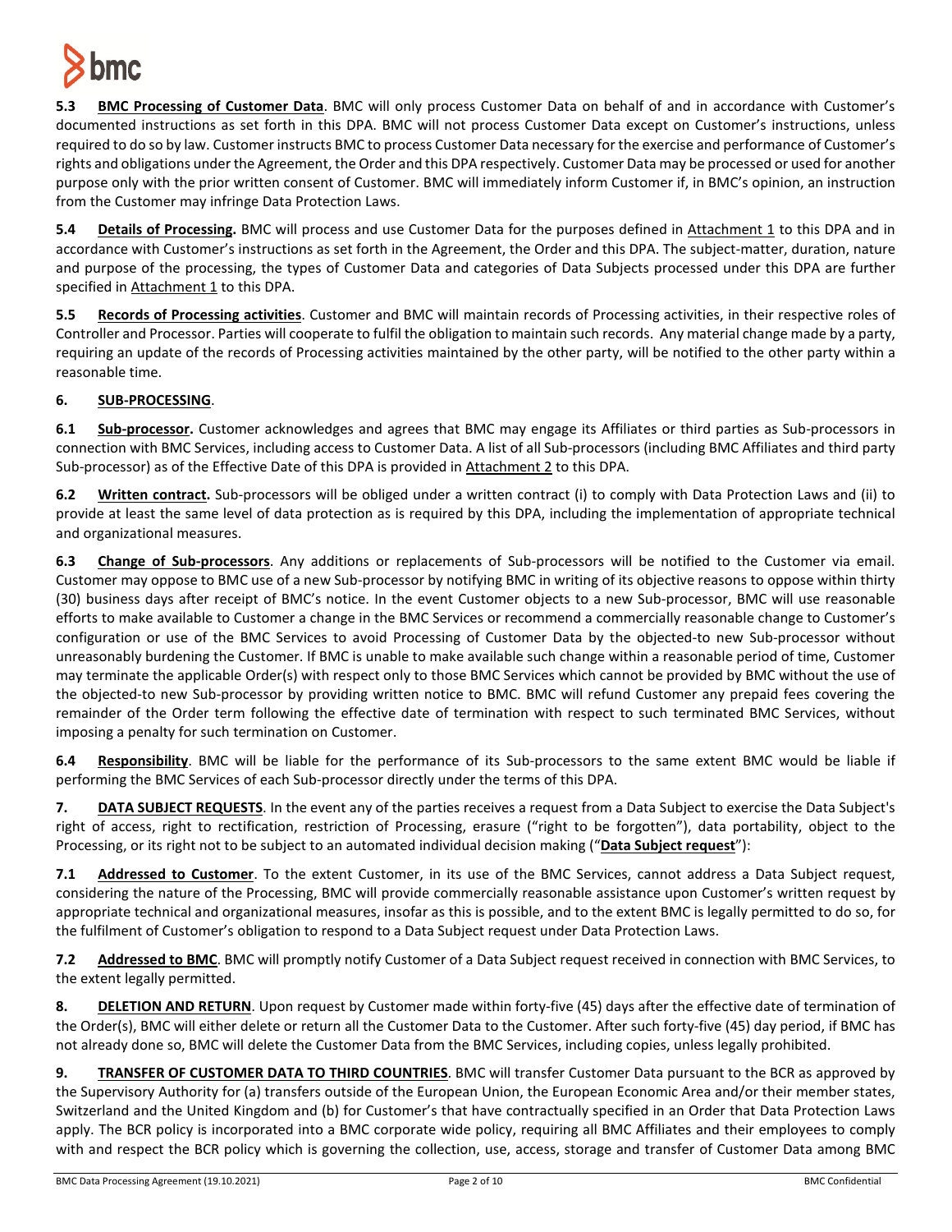**5.3 BMC Processing of Customer Data**. BMC will only process Customer Data on behalf of and in accordance with Customer's documented instructions as set forth in this DPA. BMC will not process Customer Data except on Customer's instructions, unless required to do so by law. Customer instructs BMC to process Customer Data necessary for the exercise and performance of Customer's rights and obligations under the Agreement, the Order and this DPA respectively. Customer Data may be processed or used for another purpose only with the prior written consent of Customer. BMC will immediately inform Customer if, in BMC's opinion, an instruction from the Customer may infringe Data Protection Laws.

**5.4 Details of Processing.** BMC will process and use Customer Data for the purposes defined in Attachment 1 to this DPA and in accordance with Customer's instructions as set forth in the Agreement, the Order and this DPA. The subject-matter, duration, nature and purpose of the processing, the types of Customer Data and categories of Data Subjects processed under this DPA are further specified in Attachment 1 to this DPA.

**5.5 Records of Processing activities**. Customer and BMC will maintain records of Processing activities, in their respective roles of Controller and Processor. Parties will cooperate to fulfil the obligation to maintain such records. Any material change made by a party, requiring an update of the records of Processing activities maintained by the other party, will be notified to the other party within a reasonable time.

## 6. SUB-PROCESSING.

**6.1 Sub-processor.** Customer acknowledges and agrees that BMC may engage its Affiliates or third parties as Sub-processors in connection with BMC Services, including access to Customer Data. A list of all Sub-processors (including BMC Affiliates and third party Sub-processor) as of the Effective Date of this DPA is provided in Attachment 2 to this DPA.

**6.2 Written contract.** Sub-processors will be obliged under a written contract (i) to comply with Data Protection Laws and (ii) to provide at least the same level of data protection as is required by this DPA, including the implementation of appropriate technical and organizational measures.

**6.3 Change of Sub-processors**. Any additions or replacements of Sub-processors will be notified to the Customer via email. Customer may oppose to BMC use of a new Sub-processor by notifying BMC in writing of its objective reasons to oppose within thirty (30) business days after receipt of BMC's notice. In the event Customer objects to a new Sub-processor, BMC will use reasonable efforts to make available to Customer a change in the BMC Services or recommend a commercially reasonable change to Customer's configuration or use of the BMC Services to avoid Processing of Customer Data by the objected-to new Sub-processor without unreasonably burdening the Customer. If BMC is unable to make available such change within a reasonable period of time, Customer may terminate the applicable Order(s) with respect only to those BMC Services which cannot be provided by BMC without the use of the objected-to new Sub-processor by providing written notice to BMC. BMC will refund Customer any prepaid fees covering the remainder of the Order term following the effective date of termination with respect to such terminated BMC Services, without imposing a penalty for such termination on Customer.

**6.4 Responsibility**. BMC will be liable for the performance of its Sub-processors to the same extent BMC would be liable if performing the BMC Services of each Sub-processor directly under the terms of this DPA.

## 7. DATA SUBJECT REQUESTS.

In the event any of the parties receives a request from a Data Subject to exercise the Data Subject's right of access, right to rectification, restriction of Processing, erasure ("right to be forgotten"), data portability, object to the Processing, or its right not to be subject to an automated individual decision making ("**Data Subject request**"):

**7.1 Addressed to Customer**. To the extent Customer, in its use of the BMC Services, cannot address a Data Subject request, considering the nature of the Processing, BMC will provide commercially reasonable assistance upon Customer's written request by appropriate technical and organizational measures, insofar as this is possible, and to the extent BMC is legally permitted to do so, for the fulfilment of Customer's obligation to respond to a Data Subject request under Data Protection Laws.

**7.2 Addressed to BMC**. BMC will promptly notify Customer of a Data Subject request received in connection with BMC Services, to the extent legally permitted.

## 8. DELETION AND RETURN.

Upon request by Customer made within forty-five (45) days after the effective date of termination of the Order(s), BMC will either delete or return all the Customer Data to the Customer. After such forty-five (45) day period, if BMC has not already done so, BMC will delete the Customer Data from the BMC Services, including copies, unless legally prohibited.

## 9. TRANSFER OF CUSTOMER DATA TO THIRD COUNTRIES.

BMC will transfer Customer Data pursuant to the BCR as approved by the Supervisory Authority for (a) transfers outside of the European Union, the European Economic Area and/or their member states, Switzerland and the United Kingdom and (b) for Customer's that have contractually specified in an Order that Data Protection Laws apply. The BCR policy is incorporated into a BMC corporate wide policy, requiring all BMC Affiliates and their employees to comply with and respect the BCR policy which is governing the collection, use, access, storage and transfer of Customer Data among BMC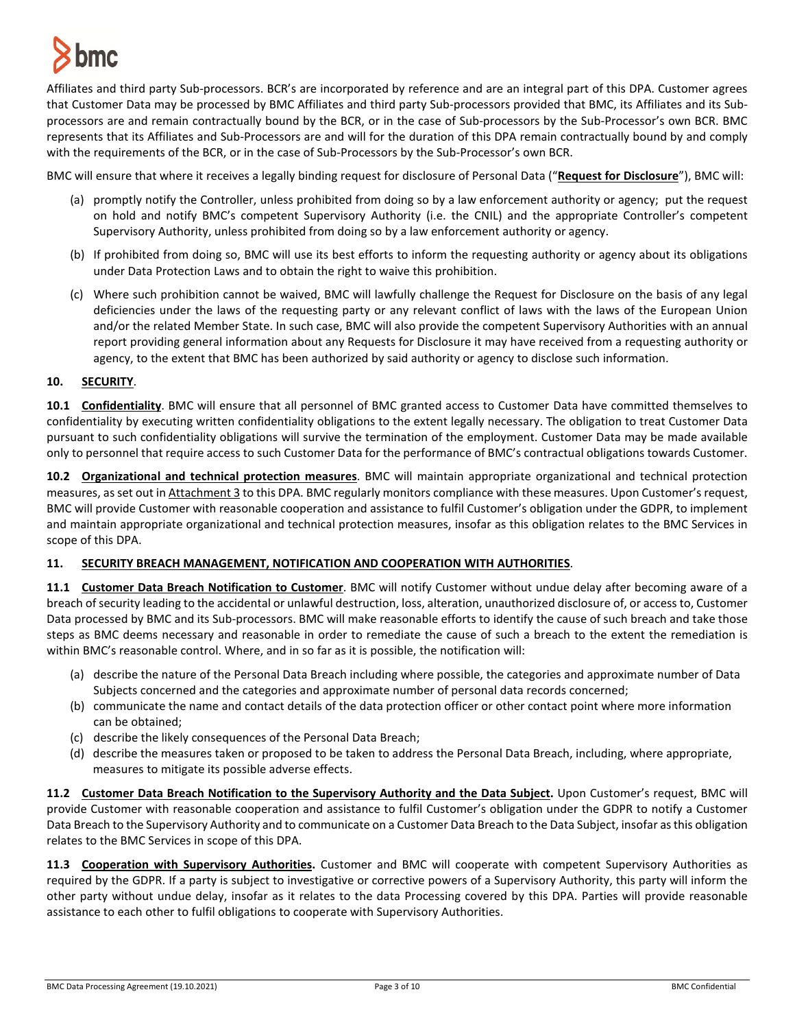Affiliates and third party Sub-processors. BCR's are incorporated by reference and are an integral part of this DPA. Customer agrees that Customer Data may be processed by BMC Affiliates and third party Sub-processors provided that BMC, its Affiliates and its Sub-processors are and remain contractually bound by the BCR, or in the case of Sub-processors by the Sub-Processor's own BCR. BMC represents that its Affiliates and Sub-Processors are and will for the duration of this DPA remain contractually bound by and comply with the requirements of the BCR, or in the case of Sub-Processors by the Sub-Processor's own BCR.

BMC will ensure that where it receives a legally binding request for disclosure of Personal Data ("**Request for Disclosure**"), BMC will:

(a) promptly notify the Controller, unless prohibited from doing so by a law enforcement authority or agency; put the request on hold and notify BMC's competent Supervisory Authority (i.e. the CNIL) and the appropriate Controller's competent Supervisory Authority, unless prohibited from doing so by a law enforcement authority or agency.

(b) If prohibited from doing so, BMC will use its best efforts to inform the requesting authority or agency about its obligations under Data Protection Laws and to obtain the right to waive this prohibition.

(c) Where such prohibition cannot be waived, BMC will lawfully challenge the Request for Disclosure on the basis of any legal deficiencies under the laws of the requesting party or any relevant conflict of laws with the laws of the European Union and/or the related Member State. In such case, BMC will also provide the competent Supervisory Authorities with an annual report providing general information about any Requests for Disclosure it may have received from a requesting authority or agency, to the extent that BMC has been authorized by said authority or agency to disclose such information.

## 10. SECURITY.

**10.1 Confidentiality**. BMC will ensure that all personnel of BMC granted access to Customer Data have committed themselves to confidentiality by executing written confidentiality obligations to the extent legally necessary. The obligation to treat Customer Data pursuant to such confidentiality obligations will survive the termination of the employment. Customer Data may be made available only to personnel that require access to such Customer Data for the performance of BMC's contractual obligations towards Customer.

**10.2 Organizational and technical protection measures**. BMC will maintain appropriate organizational and technical protection measures, as set out in Attachment 3 to this DPA. BMC regularly monitors compliance with these measures. Upon Customer's request, BMC will provide Customer with reasonable cooperation and assistance to fulfil Customer's obligation under the GDPR, to implement and maintain appropriate organizational and technical protection measures, insofar as this obligation relates to the BMC Services in scope of this DPA.

## 11. SECURITY BREACH MANAGEMENT, NOTIFICATION AND COOPERATION WITH AUTHORITIES.

**11.1 Customer Data Breach Notification to Customer**. BMC will notify Customer without undue delay after becoming aware of a breach of security leading to the accidental or unlawful destruction, loss, alteration, unauthorized disclosure of, or access to, Customer Data processed by BMC and its Sub-processors. BMC will make reasonable efforts to identify the cause of such breach and take those steps as BMC deems necessary and reasonable in order to remediate the cause of such a breach to the extent the remediation is within BMC's reasonable control. Where, and in so far as it is possible, the notification will:

(a) describe the nature of the Personal Data Breach including where possible, the categories and approximate number of Data Subjects concerned and the categories and approximate number of personal data records concerned;
(b) communicate the name and contact details of the data protection officer or other contact point where more information can be obtained;
(c) describe the likely consequences of the Personal Data Breach;
(d) describe the measures taken or proposed to be taken to address the Personal Data Breach, including, where appropriate, measures to mitigate its possible adverse effects.

**11.2 Customer Data Breach Notification to the Supervisory Authority and the Data Subject.** Upon Customer's request, BMC will provide Customer with reasonable cooperation and assistance to fulfil Customer's obligation under the GDPR to notify a Customer Data Breach to the Supervisory Authority and to communicate on a Customer Data Breach to the Data Subject, insofar as this obligation relates to the BMC Services in scope of this DPA.

**11.3 Cooperation with Supervisory Authorities.** Customer and BMC will cooperate with competent Supervisory Authorities as required by the GDPR. If a party is subject to investigative or corrective powers of a Supervisory Authority, this party will inform the other party without undue delay, insofar as it relates to the data Processing covered by this DPA. Parties will provide reasonable assistance to each other to fulfil obligations to cooperate with Supervisory Authorities.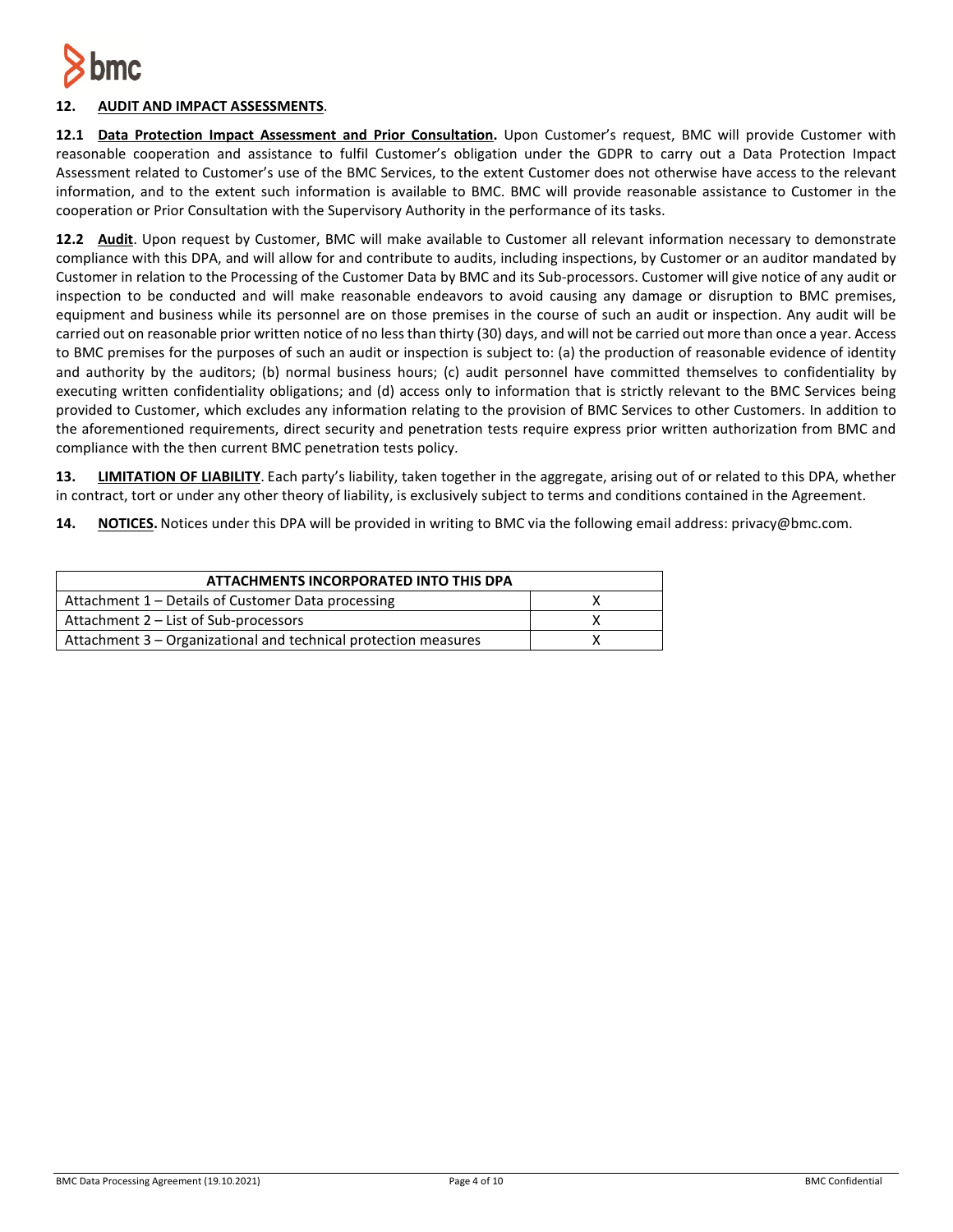**12. AUDIT AND IMPACT ASSESSMENTS**.

**12.1 Data Protection Impact Assessment and Prior Consultation.** Upon Customer's request, BMC will provide Customer with reasonable cooperation and assistance to fulfil Customer's obligation under the GDPR to carry out a Data Protection Impact Assessment related to Customer's use of the BMC Services, to the extent Customer does not otherwise have access to the relevant information, and to the extent such information is available to BMC. BMC will provide reasonable assistance to Customer in the cooperation or Prior Consultation with the Supervisory Authority in the performance of its tasks.

**12.2 Audit**. Upon request by Customer, BMC will make available to Customer all relevant information necessary to demonstrate compliance with this DPA, and will allow for and contribute to audits, including inspections, by Customer or an auditor mandated by Customer in relation to the Processing of the Customer Data by BMC and its Sub-processors. Customer will give notice of any audit or inspection to be conducted and will make reasonable endeavors to avoid causing any damage or disruption to BMC premises, equipment and business while its personnel are on those premises in the course of such an audit or inspection. Any audit will be carried out on reasonable prior written notice of no less than thirty (30) days, and will not be carried out more than once a year. Access to BMC premises for the purposes of such an audit or inspection is subject to: (a) the production of reasonable evidence of identity and authority by the auditors; (b) normal business hours; (c) audit personnel have committed themselves to confidentiality by executing written confidentiality obligations; and (d) access only to information that is strictly relevant to the BMC Services being provided to Customer, which excludes any information relating to the provision of BMC Services to other Customers. In addition to the aforementioned requirements, direct security and penetration tests require express prior written authorization from BMC and compliance with the then current BMC penetration tests policy.

**13. LIMITATION OF LIABILITY**. Each party's liability, taken together in the aggregate, arising out of or related to this DPA, whether in contract, tort or under any other theory of liability, is exclusively subject to terms and conditions contained in the Agreement.

**14. NOTICES.** Notices under this DPA will be provided in writing to BMC via the following email address: privacy@bmc.com.

| ATTACHMENTS INCORPORATED INTO THIS DPA | |
|---|---|
| Attachment 1 – Details of Customer Data processing | X |
| Attachment 2 – List of Sub-processors | X |
| Attachment 3 – Organizational and technical protection measures | X |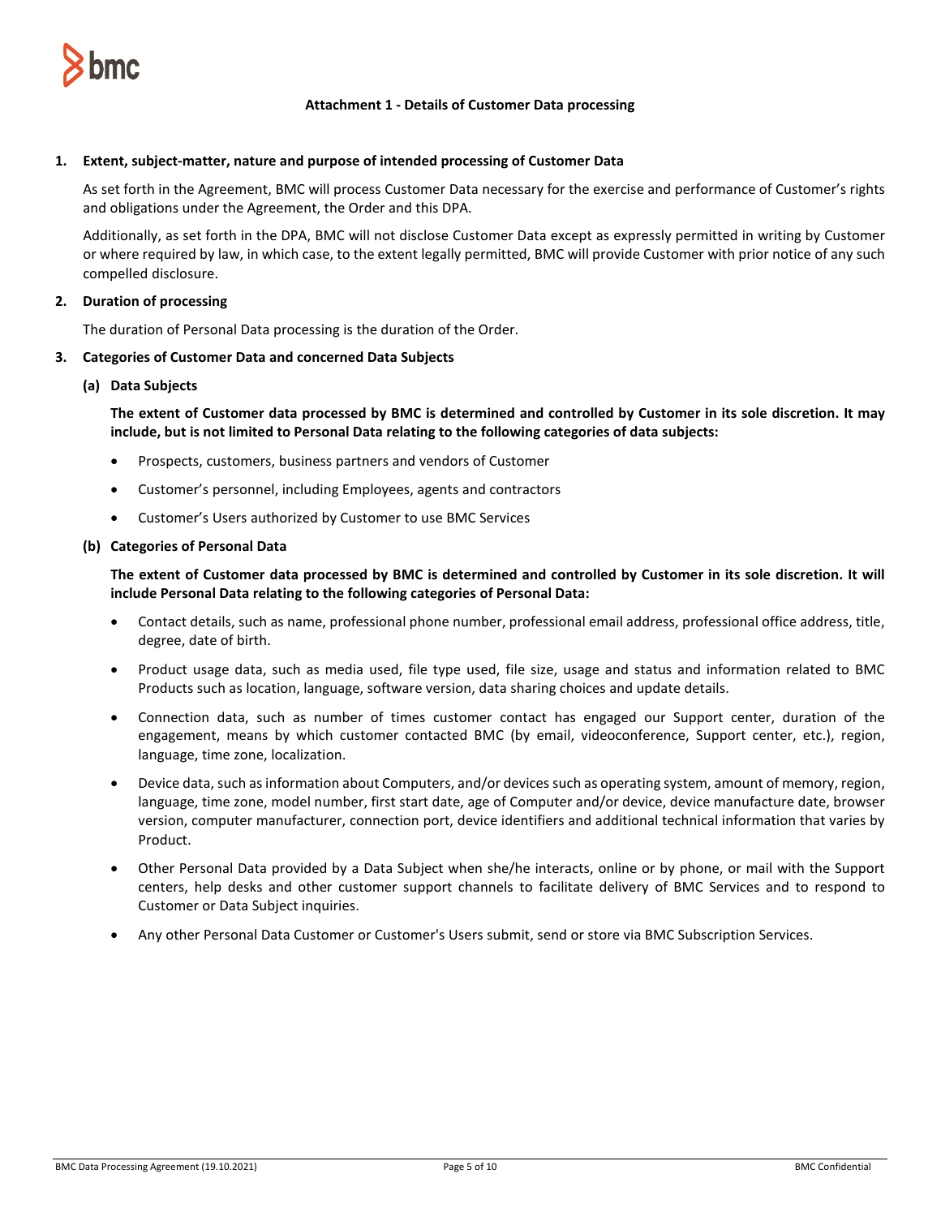# Attachment 1 - Details of Customer Data processing

## 1. Extent, subject-matter, nature and purpose of intended processing of Customer Data

As set forth in the Agreement, BMC will process Customer Data necessary for the exercise and performance of Customer's rights and obligations under the Agreement, the Order and this DPA.

Additionally, as set forth in the DPA, BMC will not disclose Customer Data except as expressly permitted in writing by Customer or where required by law, in which case, to the extent legally permitted, BMC will provide Customer with prior notice of any such compelled disclosure.

## 2. Duration of processing

The duration of Personal Data processing is the duration of the Order.

## 3. Categories of Customer Data and concerned Data Subjects

### (a) Data Subjects

**The extent of Customer data processed by BMC is determined and controlled by Customer in its sole discretion. It may include, but is not limited to Personal Data relating to the following categories of data subjects:**

- Prospects, customers, business partners and vendors of Customer
- Customer's personnel, including Employees, agents and contractors
- Customer's Users authorized by Customer to use BMC Services

### (b) Categories of Personal Data

**The extent of Customer data processed by BMC is determined and controlled by Customer in its sole discretion. It will include Personal Data relating to the following categories of Personal Data:**

- Contact details, such as name, professional phone number, professional email address, professional office address, title, degree, date of birth.
- Product usage data, such as media used, file type used, file size, usage and status and information related to BMC Products such as location, language, software version, data sharing choices and update details.
- Connection data, such as number of times customer contact has engaged our Support center, duration of the engagement, means by which customer contacted BMC (by email, videoconference, Support center, etc.), region, language, time zone, localization.
- Device data, such as information about Computers, and/or devices such as operating system, amount of memory, region, language, time zone, model number, first start date, age of Computer and/or device, device manufacture date, browser version, computer manufacturer, connection port, device identifiers and additional technical information that varies by Product.
- Other Personal Data provided by a Data Subject when she/he interacts, online or by phone, or mail with the Support centers, help desks and other customer support channels to facilitate delivery of BMC Services and to respond to Customer or Data Subject inquiries.
- Any other Personal Data Customer or Customer's Users submit, send or store via BMC Subscription Services.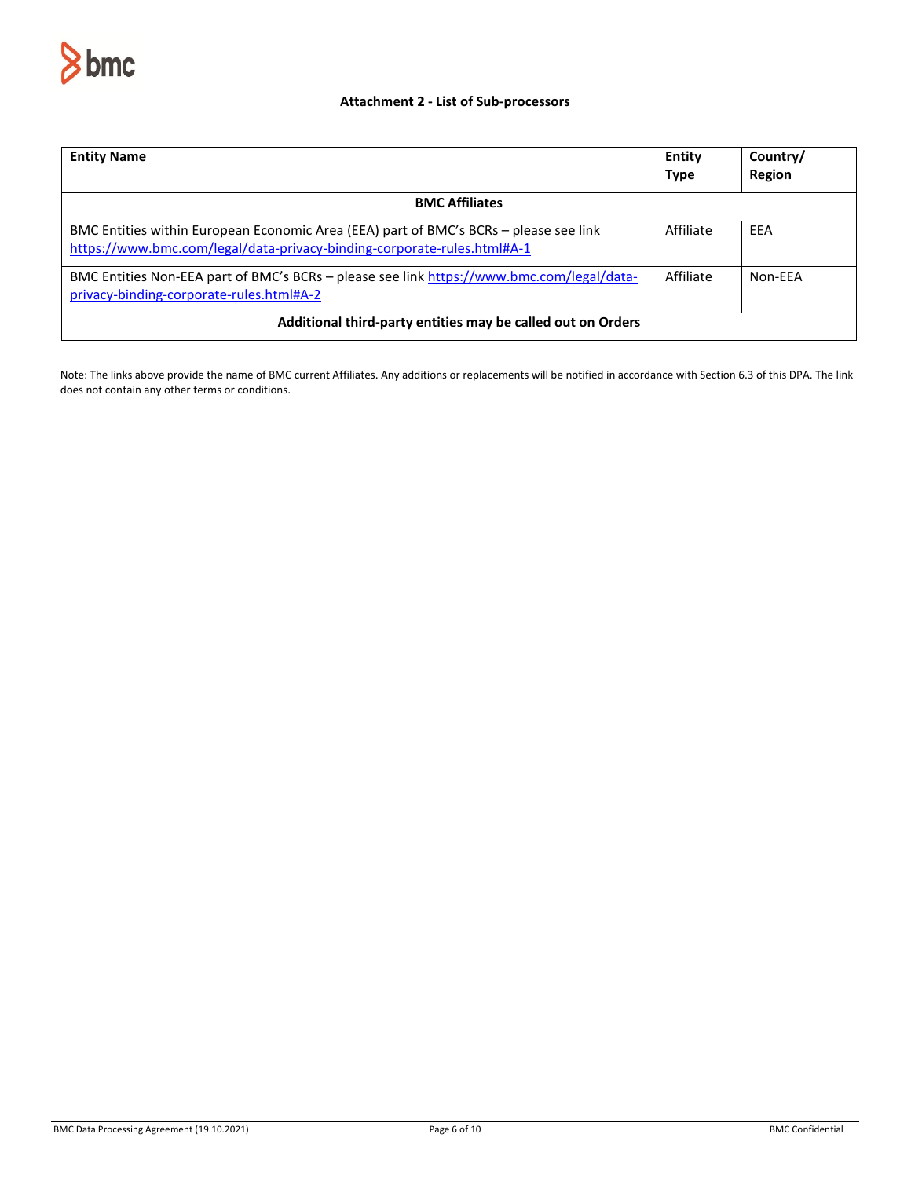## Attachment 2 - List of Sub-processors

| Entity Name | Entity Type | Country/ Region |
|---|---|---|
| **BMC Affiliates** | | |
| BMC Entities within European Economic Area (EEA) part of BMC's BCRs – please see link https://www.bmc.com/legal/data-privacy-binding-corporate-rules.html#A-1 | Affiliate | EEA |
| BMC Entities Non-EEA part of BMC's BCRs – please see link https://www.bmc.com/legal/data-privacy-binding-corporate-rules.html#A-2 | Affiliate | Non-EEA |
| **Additional third-party entities may be called out on Orders** | | |

Note: The links above provide the name of BMC current Affiliates. Any additions or replacements will be notified in accordance with Section 6.3 of this DPA. The link does not contain any other terms or conditions.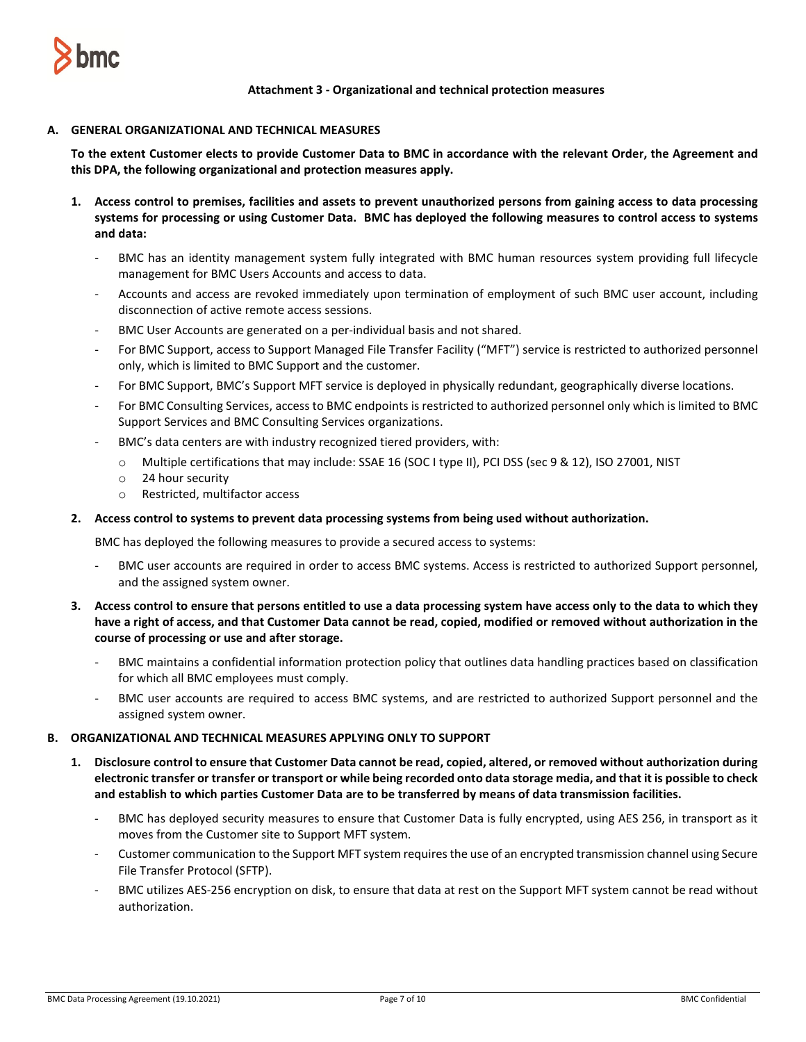# Attachment 3 - Organizational and technical protection measures

## A. GENERAL ORGANIZATIONAL AND TECHNICAL MEASURES

**To the extent Customer elects to provide Customer Data to BMC in accordance with the relevant Order, the Agreement and this DPA, the following organizational and protection measures apply.**

1. **Access control to premises, facilities and assets to prevent unauthorized persons from gaining access to data processing systems for processing or using Customer Data. BMC has deployed the following measures to control access to systems and data:**
   - BMC has an identity management system fully integrated with BMC human resources system providing full lifecycle management for BMC Users Accounts and access to data.
   - Accounts and access are revoked immediately upon termination of employment of such BMC user account, including disconnection of active remote access sessions.
   - BMC User Accounts are generated on a per-individual basis and not shared.
   - For BMC Support, access to Support Managed File Transfer Facility ("MFT") service is restricted to authorized personnel only, which is limited to BMC Support and the customer.
   - For BMC Support, BMC's Support MFT service is deployed in physically redundant, geographically diverse locations.
   - For BMC Consulting Services, access to BMC endpoints is restricted to authorized personnel only which is limited to BMC Support Services and BMC Consulting Services organizations.
   - BMC's data centers are with industry recognized tiered providers, with:
     - Multiple certifications that may include: SSAE 16 (SOC I type II), PCI DSS (sec 9 & 12), ISO 27001, NIST
     - 24 hour security
     - Restricted, multifactor access

2. **Access control to systems to prevent data processing systems from being used without authorization.**

   BMC has deployed the following measures to provide a secured access to systems:
   - BMC user accounts are required in order to access BMC systems. Access is restricted to authorized Support personnel, and the assigned system owner.

3. **Access control to ensure that persons entitled to use a data processing system have access only to the data to which they have a right of access, and that Customer Data cannot be read, copied, modified or removed without authorization in the course of processing or use and after storage.**
   - BMC maintains a confidential information protection policy that outlines data handling practices based on classification for which all BMC employees must comply.
   - BMC user accounts are required to access BMC systems, and are restricted to authorized Support personnel and the assigned system owner.

## B. ORGANIZATIONAL AND TECHNICAL MEASURES APPLYING ONLY TO SUPPORT

1. **Disclosure control to ensure that Customer Data cannot be read, copied, altered, or removed without authorization during electronic transfer or transfer or transport or while being recorded onto data storage media, and that it is possible to check and establish to which parties Customer Data are to be transferred by means of data transmission facilities.**
   - BMC has deployed security measures to ensure that Customer Data is fully encrypted, using AES 256, in transport as it moves from the Customer site to Support MFT system.
   - Customer communication to the Support MFT system requires the use of an encrypted transmission channel using Secure File Transfer Protocol (SFTP).
   - BMC utilizes AES-256 encryption on disk, to ensure that data at rest on the Support MFT system cannot be read without authorization.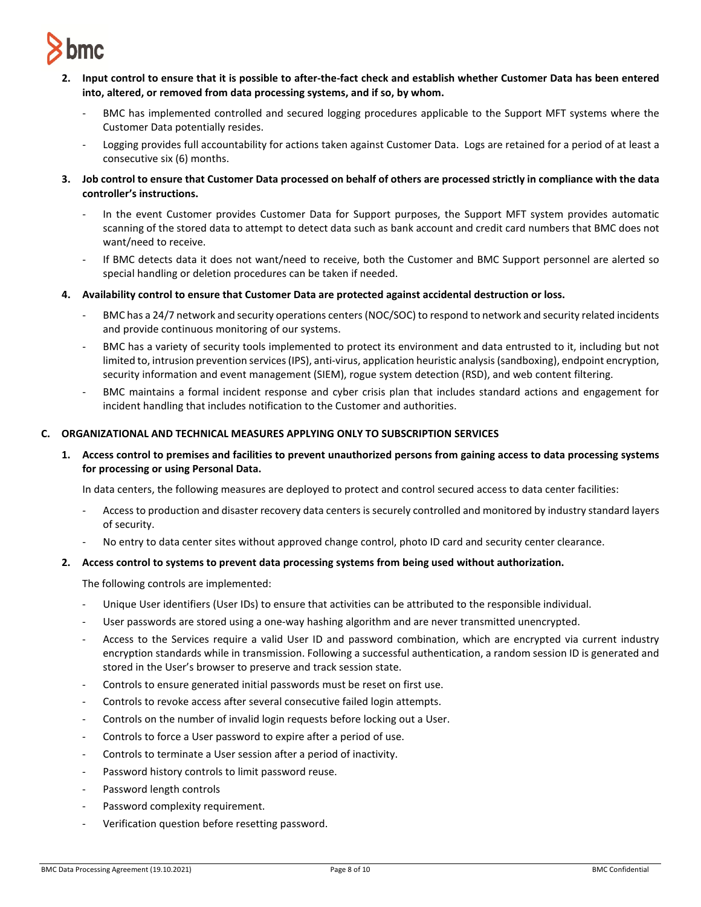**2. Input control to ensure that it is possible to after-the-fact check and establish whether Customer Data has been entered into, altered, or removed from data processing systems, and if so, by whom.**

- BMC has implemented controlled and secured logging procedures applicable to the Support MFT systems where the Customer Data potentially resides.
- Logging provides full accountability for actions taken against Customer Data. Logs are retained for a period of at least a consecutive six (6) months.

**3. Job control to ensure that Customer Data processed on behalf of others are processed strictly in compliance with the data controller's instructions.**

- In the event Customer provides Customer Data for Support purposes, the Support MFT system provides automatic scanning of the stored data to attempt to detect data such as bank account and credit card numbers that BMC does not want/need to receive.
- If BMC detects data it does not want/need to receive, both the Customer and BMC Support personnel are alerted so special handling or deletion procedures can be taken if needed.

**4. Availability control to ensure that Customer Data are protected against accidental destruction or loss.**

- BMC has a 24/7 network and security operations centers (NOC/SOC) to respond to network and security related incidents and provide continuous monitoring of our systems.
- BMC has a variety of security tools implemented to protect its environment and data entrusted to it, including but not limited to, intrusion prevention services (IPS), anti-virus, application heuristic analysis (sandboxing), endpoint encryption, security information and event management (SIEM), rogue system detection (RSD), and web content filtering.
- BMC maintains a formal incident response and cyber crisis plan that includes standard actions and engagement for incident handling that includes notification to the Customer and authorities.

## C. ORGANIZATIONAL AND TECHNICAL MEASURES APPLYING ONLY TO SUBSCRIPTION SERVICES

**1. Access control to premises and facilities to prevent unauthorized persons from gaining access to data processing systems for processing or using Personal Data.**

In data centers, the following measures are deployed to protect and control secured access to data center facilities:

- Access to production and disaster recovery data centers is securely controlled and monitored by industry standard layers of security.
- No entry to data center sites without approved change control, photo ID card and security center clearance.

**2. Access control to systems to prevent data processing systems from being used without authorization.**

The following controls are implemented:

- Unique User identifiers (User IDs) to ensure that activities can be attributed to the responsible individual.
- User passwords are stored using a one-way hashing algorithm and are never transmitted unencrypted.
- Access to the Services require a valid User ID and password combination, which are encrypted via current industry encryption standards while in transmission. Following a successful authentication, a random session ID is generated and stored in the User's browser to preserve and track session state.
- Controls to ensure generated initial passwords must be reset on first use.
- Controls to revoke access after several consecutive failed login attempts.
- Controls on the number of invalid login requests before locking out a User.
- Controls to force a User password to expire after a period of use.
- Controls to terminate a User session after a period of inactivity.
- Password history controls to limit password reuse.
- Password length controls
- Password complexity requirement.
- Verification question before resetting password.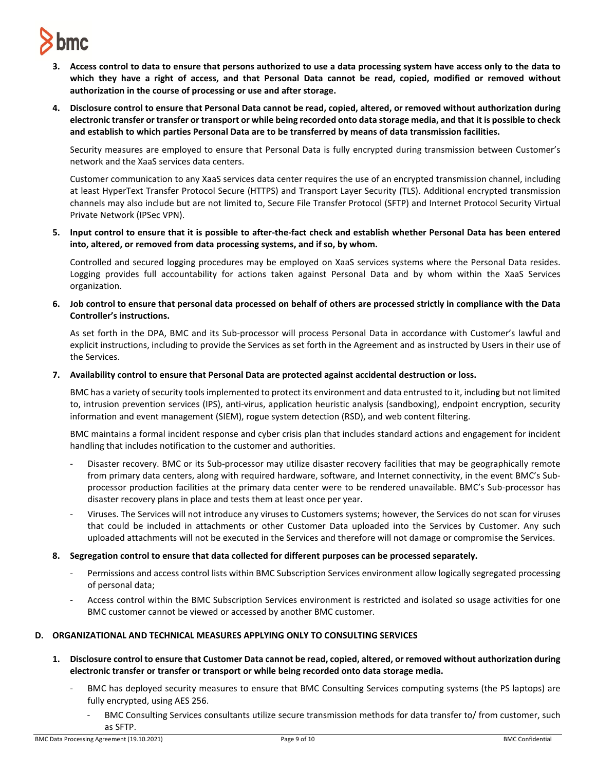3. **Access control to data to ensure that persons authorized to use a data processing system have access only to the data to which they have a right of access, and that Personal Data cannot be read, copied, modified or removed without authorization in the course of processing or use and after storage.**

4. **Disclosure control to ensure that Personal Data cannot be read, copied, altered, or removed without authorization during electronic transfer or transfer or transport or while being recorded onto data storage media, and that it is possible to check and establish to which parties Personal Data are to be transferred by means of data transmission facilities.**

   Security measures are employed to ensure that Personal Data is fully encrypted during transmission between Customer's network and the XaaS services data centers.

   Customer communication to any XaaS services data center requires the use of an encrypted transmission channel, including at least HyperText Transfer Protocol Secure (HTTPS) and Transport Layer Security (TLS). Additional encrypted transmission channels may also include but are not limited to, Secure File Transfer Protocol (SFTP) and Internet Protocol Security Virtual Private Network (IPSec VPN).

5. **Input control to ensure that it is possible to after-the-fact check and establish whether Personal Data has been entered into, altered, or removed from data processing systems, and if so, by whom.**

   Controlled and secured logging procedures may be employed on XaaS services systems where the Personal Data resides. Logging provides full accountability for actions taken against Personal Data and by whom within the XaaS Services organization.

6. **Job control to ensure that personal data processed on behalf of others are processed strictly in compliance with the Data Controller's instructions.**

   As set forth in the DPA, BMC and its Sub-processor will process Personal Data in accordance with Customer's lawful and explicit instructions, including to provide the Services as set forth in the Agreement and as instructed by Users in their use of the Services.

7. **Availability control to ensure that Personal Data are protected against accidental destruction or loss.**

   BMC has a variety of security tools implemented to protect its environment and data entrusted to it, including but not limited to, intrusion prevention services (IPS), anti-virus, application heuristic analysis (sandboxing), endpoint encryption, security information and event management (SIEM), rogue system detection (RSD), and web content filtering.

   BMC maintains a formal incident response and cyber crisis plan that includes standard actions and engagement for incident handling that includes notification to the customer and authorities.

   - Disaster recovery. BMC or its Sub-processor may utilize disaster recovery facilities that may be geographically remote from primary data centers, along with required hardware, software, and Internet connectivity, in the event BMC's Sub-processor production facilities at the primary data center were to be rendered unavailable. BMC's Sub-processor has disaster recovery plans in place and tests them at least once per year.
   - Viruses. The Services will not introduce any viruses to Customers systems; however, the Services do not scan for viruses that could be included in attachments or other Customer Data uploaded into the Services by Customer. Any such uploaded attachments will not be executed in the Services and therefore will not damage or compromise the Services.

8. **Segregation control to ensure that data collected for different purposes can be processed separately.**

   - Permissions and access control lists within BMC Subscription Services environment allow logically segregated processing of personal data;
   - Access control within the BMC Subscription Services environment is restricted and isolated so usage activities for one BMC customer cannot be viewed or accessed by another BMC customer.

## D. ORGANIZATIONAL AND TECHNICAL MEASURES APPLYING ONLY TO CONSULTING SERVICES

1. **Disclosure control to ensure that Customer Data cannot be read, copied, altered, or removed without authorization during electronic transfer or transfer or transport or while being recorded onto data storage media.**

   - BMC has deployed security measures to ensure that BMC Consulting Services computing systems (the PS laptops) are fully encrypted, using AES 256.
     - BMC Consulting Services consultants utilize secure transmission methods for data transfer to/ from customer, such as SFTP.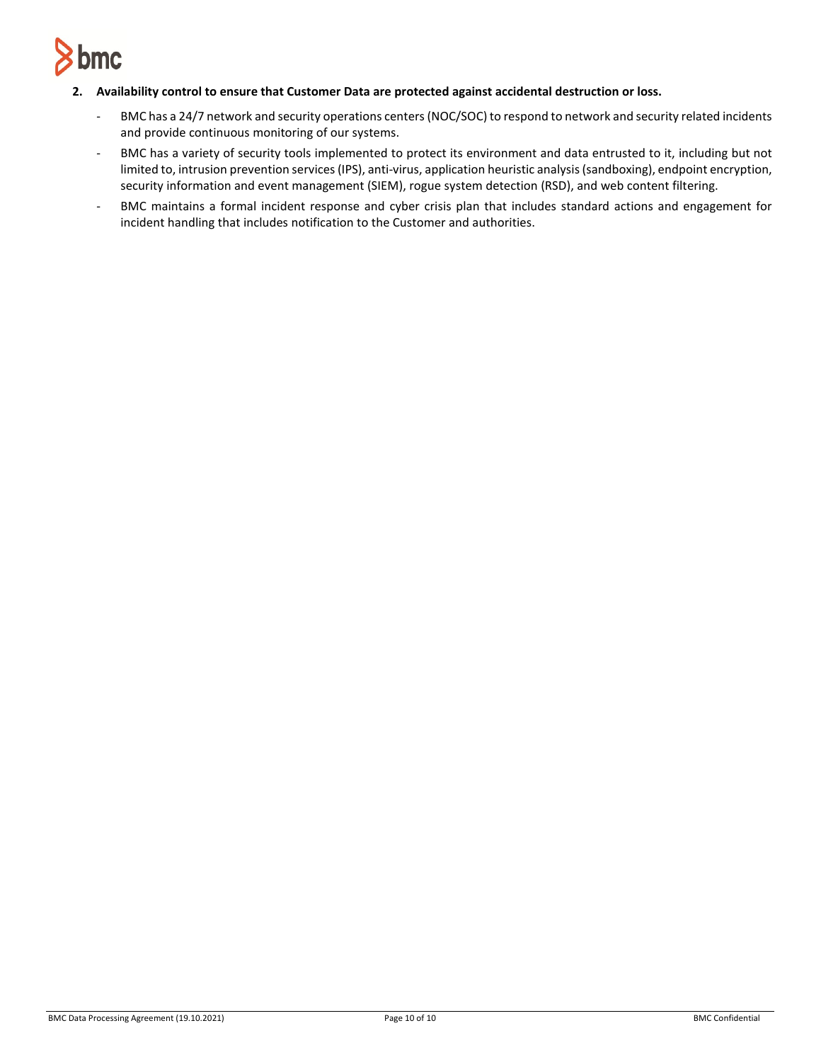2. **Availability control to ensure that Customer Data are protected against accidental destruction or loss.**

   - BMC has a 24/7 network and security operations centers (NOC/SOC) to respond to network and security related incidents and provide continuous monitoring of our systems.
   - BMC has a variety of security tools implemented to protect its environment and data entrusted to it, including but not limited to, intrusion prevention services (IPS), anti-virus, application heuristic analysis (sandboxing), endpoint encryption, security information and event management (SIEM), rogue system detection (RSD), and web content filtering.
   - BMC maintains a formal incident response and cyber crisis plan that includes standard actions and engagement for incident handling that includes notification to the Customer and authorities.